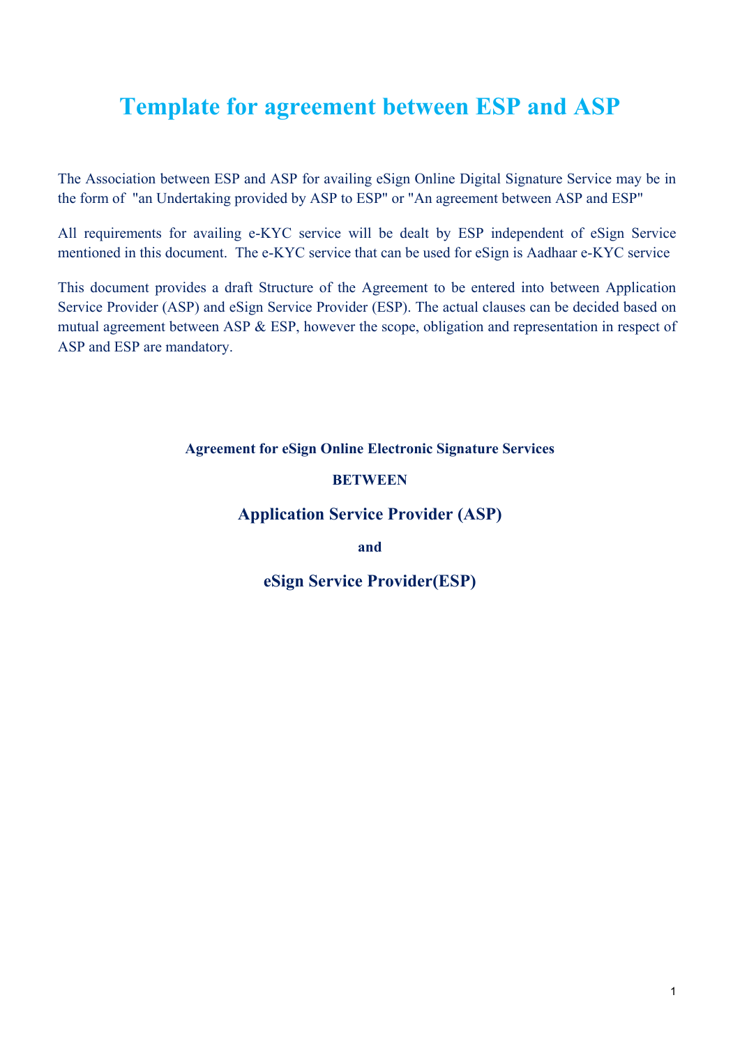# Template for agreement between ESP and ASP

The Association between ESP and ASP for availing eSign Online Digital Signature Service may be in the form of "an Undertaking provided by ASP to ESP" or "An agreement between ASP and ESP"

All requirements for availing e-KYC service will be dealt by ESP independent of eSign Service mentioned in this document. The e-KYC service that can be used for eSign is Aadhaar e-KYC service

This document provides a draft Structure of the Agreement to be entered into between Application Service Provider (ASP) and eSign Service Provider (ESP). The actual clauses can be decided based on mutual agreement between ASP & ESP, however the scope, obligation and representation in respect of ASP and ESP are mandatory.

**Agreement for eSign Online Electronic Signature Services**

**BETWEEN**

## Application Service Provider (ASP)

**and**

## eSign Service Provider(ESP)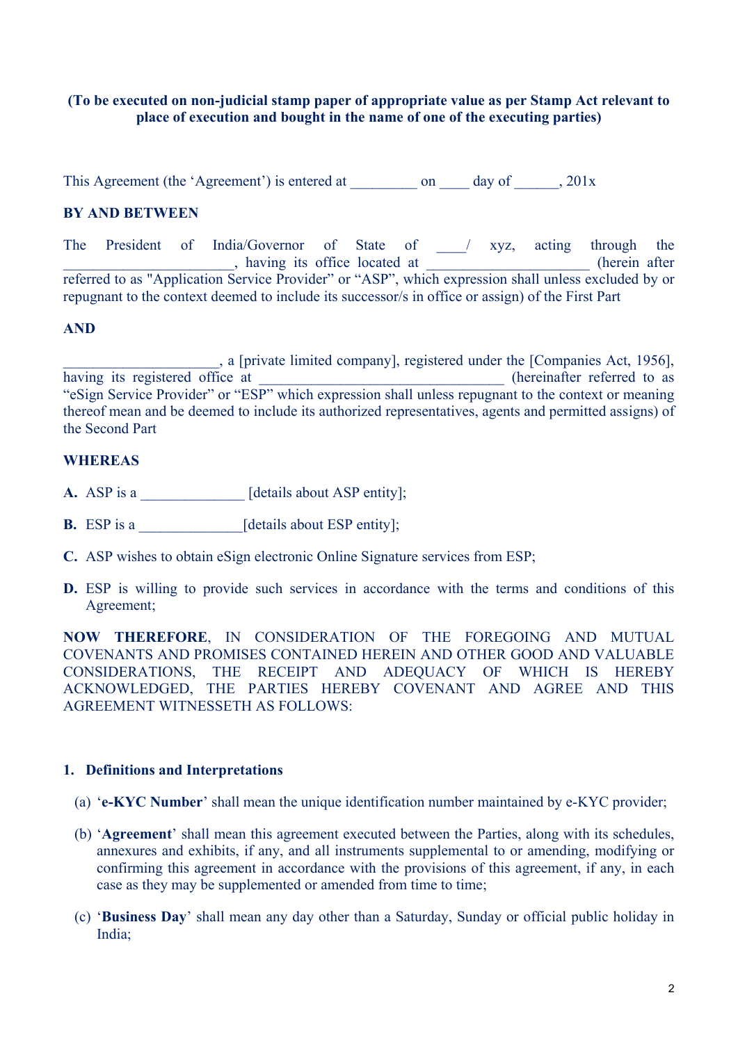**(To be executed on non-judicial stamp paper of appropriate value as per Stamp Act relevant to place of execution and bought in the name of one of the executing parties)**

This Agreement (the 'Agreement') is entered at _________ on ____ day of ______, 201x

**BY AND BETWEEN**

The President of India/Governor of State of ____/ xyz, acting through the _______________________, having its office located at _____________________ (herein after referred to as "Application Service Provider" or "ASP", which expression shall unless excluded by or repugnant to the context deemed to include its successor/s in office or assign) of the First Part

**AND**

_____________________, a [private limited company], registered under the [Companies Act, 1956], having its registered office at _________________________________ (hereinafter referred to as "eSign Service Provider" or "ESP" which expression shall unless repugnant to the context or meaning thereof mean and be deemed to include its authorized representatives, agents and permitted assigns) of the Second Part

**WHEREAS**

**A.** ASP is a ______________ [details about ASP entity];

**B.** ESP is a ______________[details about ESP entity];

**C.** ASP wishes to obtain eSign electronic Online Signature services from ESP;

**D.** ESP is willing to provide such services in accordance with the terms and conditions of this Agreement;

**NOW THEREFORE**, IN CONSIDERATION OF THE FOREGOING AND MUTUAL COVENANTS AND PROMISES CONTAINED HEREIN AND OTHER GOOD AND VALUABLE CONSIDERATIONS, THE RECEIPT AND ADEQUACY OF WHICH IS HEREBY ACKNOWLEDGED, THE PARTIES HEREBY COVENANT AND AGREE AND THIS AGREEMENT WITNESSETH AS FOLLOWS:

## 1. Definitions and Interpretations

(a) '**e-KYC Number**' shall mean the unique identification number maintained by e-KYC provider;

(b) '**Agreement**' shall mean this agreement executed between the Parties, along with its schedules, annexures and exhibits, if any, and all instruments supplemental to or amending, modifying or confirming this agreement in accordance with the provisions of this agreement, if any, in each case as they may be supplemented or amended from time to time;

(c) '**Business Day**' shall mean any day other than a Saturday, Sunday or official public holiday in India;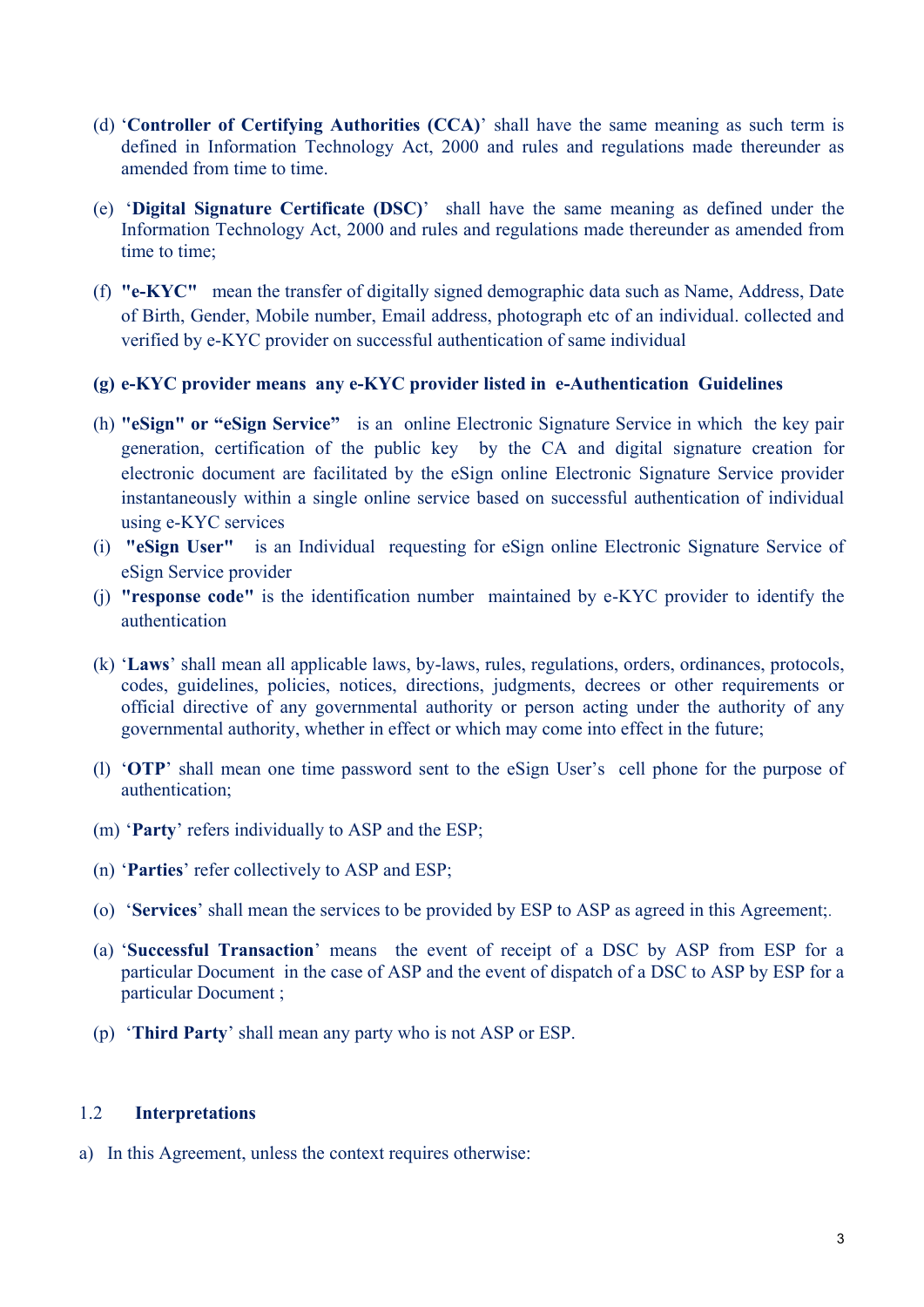(d) '**Controller of Certifying Authorities (CCA)**' shall have the same meaning as such term is defined in Information Technology Act, 2000 and rules and regulations made thereunder as amended from time to time.

(e) '**Digital Signature Certificate (DSC)**' shall have the same meaning as defined under the Information Technology Act, 2000 and rules and regulations made thereunder as amended from time to time;

(f) **"e-KYC"** mean the transfer of digitally signed demographic data such as Name, Address, Date of Birth, Gender, Mobile number, Email address, photograph etc of an individual. collected and verified by e-KYC provider on successful authentication of same individual

**(g) e-KYC provider means any e-KYC provider listed in e-Authentication Guidelines**

(h) **"eSign" or "eSign Service"** is an online Electronic Signature Service in which the key pair generation, certification of the public key by the CA and digital signature creation for electronic document are facilitated by the eSign online Electronic Signature Service provider instantaneously within a single online service based on successful authentication of individual using e-KYC services

(i) **"eSign User"** is an Individual requesting for eSign online Electronic Signature Service of eSign Service provider

(j) **"response code"** is the identification number maintained by e-KYC provider to identify the authentication

(k) '**Laws**' shall mean all applicable laws, by-laws, rules, regulations, orders, ordinances, protocols, codes, guidelines, policies, notices, directions, judgments, decrees or other requirements or official directive of any governmental authority or person acting under the authority of any governmental authority, whether in effect or which may come into effect in the future;

(l) '**OTP**' shall mean one time password sent to the eSign User's cell phone for the purpose of authentication;

(m) '**Party**' refers individually to ASP and the ESP;

(n) '**Parties**' refer collectively to ASP and ESP;

(o) '**Services**' shall mean the services to be provided by ESP to ASP as agreed in this Agreement;.

(a) '**Successful Transaction**' means the event of receipt of a DSC by ASP from ESP for a particular Document in the case of ASP and the event of dispatch of a DSC to ASP by ESP for a particular Document ;

(p) '**Third Party**' shall mean any party who is not ASP or ESP.

### 1.2 Interpretations

a) In this Agreement, unless the context requires otherwise: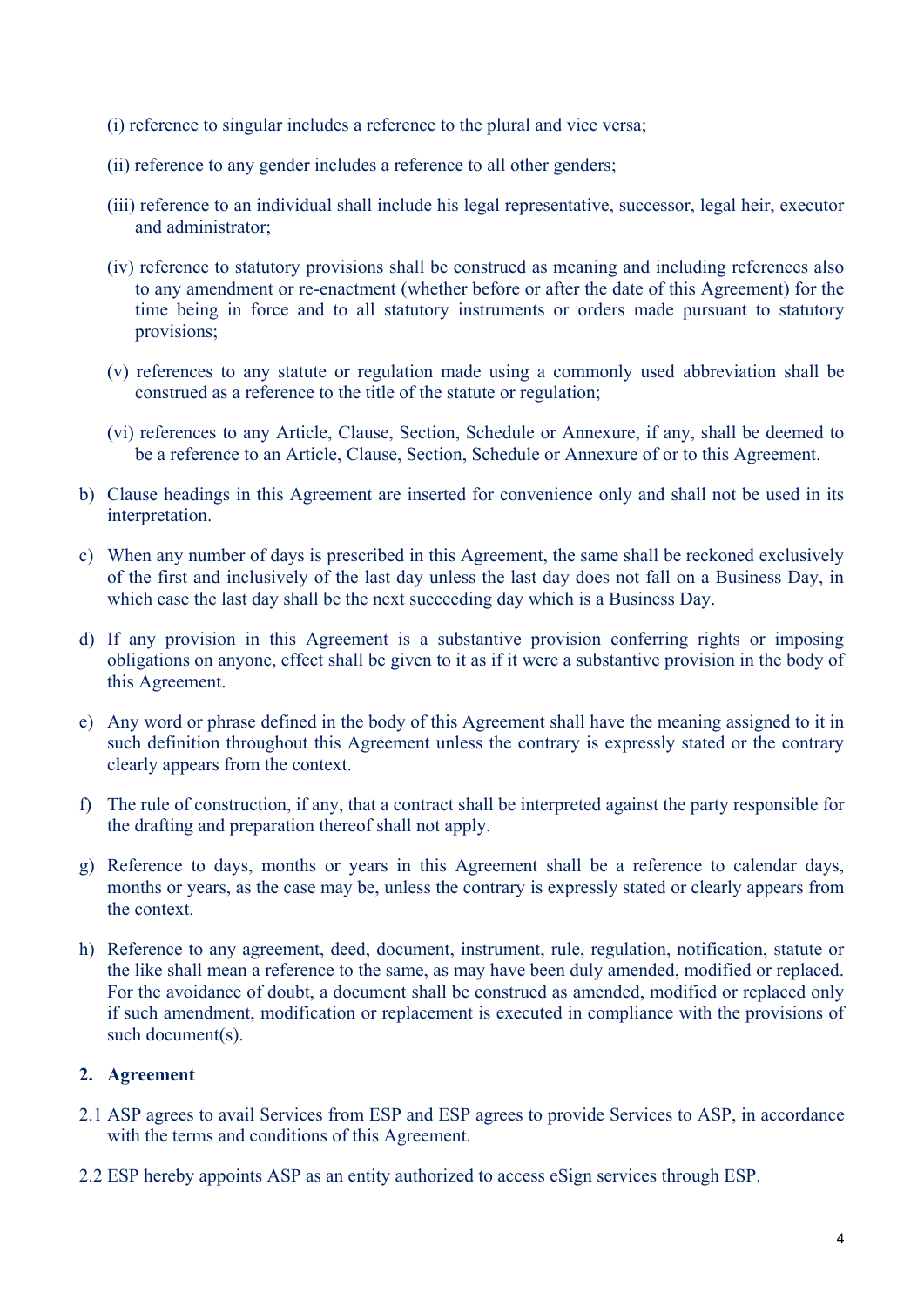(i) reference to singular includes a reference to the plural and vice versa;

(ii) reference to any gender includes a reference to all other genders;

(iii) reference to an individual shall include his legal representative, successor, legal heir, executor and administrator;

(iv) reference to statutory provisions shall be construed as meaning and including references also to any amendment or re-enactment (whether before or after the date of this Agreement) for the time being in force and to all statutory instruments or orders made pursuant to statutory provisions;

(v) references to any statute or regulation made using a commonly used abbreviation shall be construed as a reference to the title of the statute or regulation;

(vi) references to any Article, Clause, Section, Schedule or Annexure, if any, shall be deemed to be a reference to an Article, Clause, Section, Schedule or Annexure of or to this Agreement.

b) Clause headings in this Agreement are inserted for convenience only and shall not be used in its interpretation.

c) When any number of days is prescribed in this Agreement, the same shall be reckoned exclusively of the first and inclusively of the last day unless the last day does not fall on a Business Day, in which case the last day shall be the next succeeding day which is a Business Day.

d) If any provision in this Agreement is a substantive provision conferring rights or imposing obligations on anyone, effect shall be given to it as if it were a substantive provision in the body of this Agreement.

e) Any word or phrase defined in the body of this Agreement shall have the meaning assigned to it in such definition throughout this Agreement unless the contrary is expressly stated or the contrary clearly appears from the context.

f) The rule of construction, if any, that a contract shall be interpreted against the party responsible for the drafting and preparation thereof shall not apply.

g) Reference to days, months or years in this Agreement shall be a reference to calendar days, months or years, as the case may be, unless the contrary is expressly stated or clearly appears from the context.

h) Reference to any agreement, deed, document, instrument, rule, regulation, notification, statute or the like shall mean a reference to the same, as may have been duly amended, modified or replaced. For the avoidance of doubt, a document shall be construed as amended, modified or replaced only if such amendment, modification or replacement is executed in compliance with the provisions of such document(s).

## 2. Agreement

2.1 ASP agrees to avail Services from ESP and ESP agrees to provide Services to ASP, in accordance with the terms and conditions of this Agreement.

2.2 ESP hereby appoints ASP as an entity authorized to access eSign services through ESP.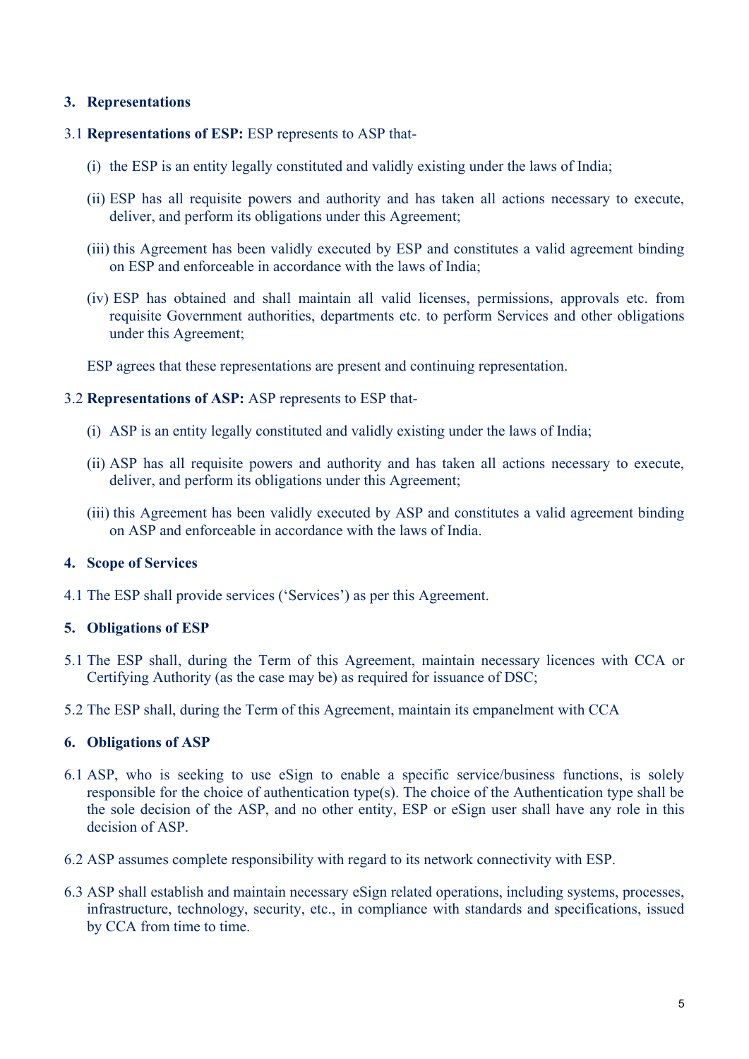## 3. Representations

3.1 **Representations of ESP:** ESP represents to ASP that-

(i) the ESP is an entity legally constituted and validly existing under the laws of India;

(ii) ESP has all requisite powers and authority and has taken all actions necessary to execute, deliver, and perform its obligations under this Agreement;

(iii) this Agreement has been validly executed by ESP and constitutes a valid agreement binding on ESP and enforceable in accordance with the laws of India;

(iv) ESP has obtained and shall maintain all valid licenses, permissions, approvals etc. from requisite Government authorities, departments etc. to perform Services and other obligations under this Agreement;

ESP agrees that these representations are present and continuing representation.

3.2 **Representations of ASP:** ASP represents to ESP that-

(i) ASP is an entity legally constituted and validly existing under the laws of India;

(ii) ASP has all requisite powers and authority and has taken all actions necessary to execute, deliver, and perform its obligations under this Agreement;

(iii) this Agreement has been validly executed by ASP and constitutes a valid agreement binding on ASP and enforceable in accordance with the laws of India.

## 4. Scope of Services

4.1 The ESP shall provide services ('Services') as per this Agreement.

## 5. Obligations of ESP

5.1 The ESP shall, during the Term of this Agreement, maintain necessary licences with CCA or Certifying Authority (as the case may be) as required for issuance of DSC;

5.2 The ESP shall, during the Term of this Agreement, maintain its empanelment with CCA

## 6. Obligations of ASP

6.1 ASP, who is seeking to use eSign to enable a specific service/business functions, is solely responsible for the choice of authentication type(s). The choice of the Authentication type shall be the sole decision of the ASP, and no other entity, ESP or eSign user shall have any role in this decision of ASP.

6.2 ASP assumes complete responsibility with regard to its network connectivity with ESP.

6.3 ASP shall establish and maintain necessary eSign related operations, including systems, processes, infrastructure, technology, security, etc., in compliance with standards and specifications, issued by CCA from time to time.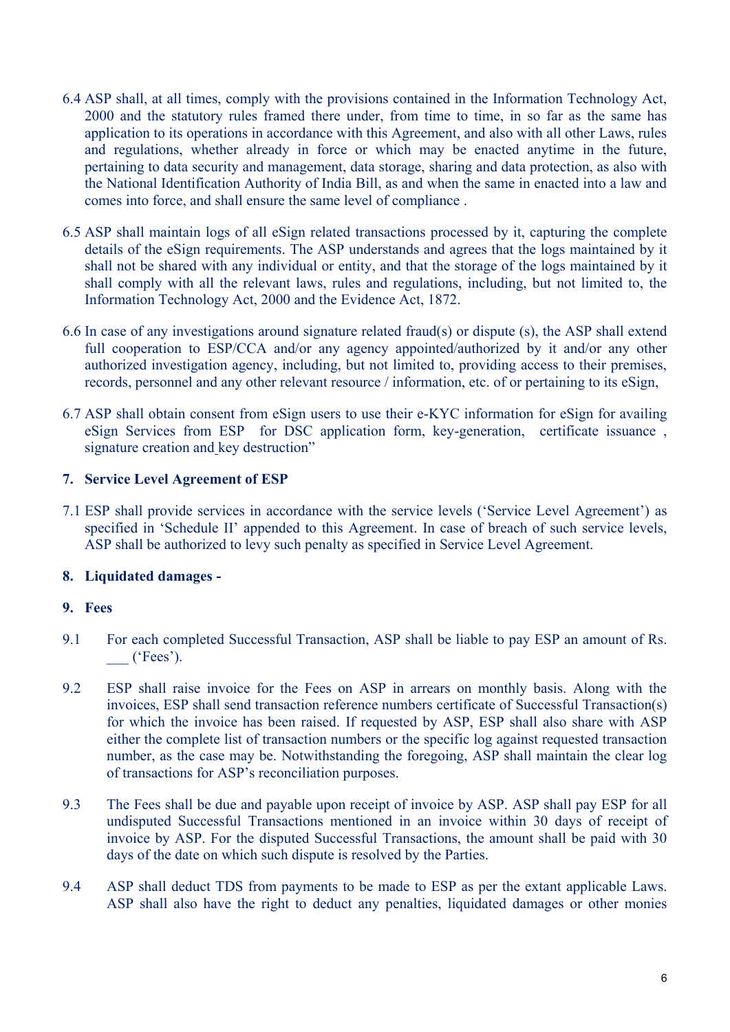6.4 ASP shall, at all times, comply with the provisions contained in the Information Technology Act, 2000 and the statutory rules framed there under, from time to time, in so far as the same has application to its operations in accordance with this Agreement, and also with all other Laws, rules and regulations, whether already in force or which may be enacted anytime in the future, pertaining to data security and management, data storage, sharing and data protection, as also with the National Identification Authority of India Bill, as and when the same in enacted into a law and comes into force, and shall ensure the same level of compliance .

6.5 ASP shall maintain logs of all eSign related transactions processed by it, capturing the complete details of the eSign requirements. The ASP understands and agrees that the logs maintained by it shall not be shared with any individual or entity, and that the storage of the logs maintained by it shall comply with all the relevant laws, rules and regulations, including, but not limited to, the Information Technology Act, 2000 and the Evidence Act, 1872.

6.6 In case of any investigations around signature related fraud(s) or dispute (s), the ASP shall extend full cooperation to ESP/CCA and/or any agency appointed/authorized by it and/or any other authorized investigation agency, including, but not limited to, providing access to their premises, records, personnel and any other relevant resource / information, etc. of or pertaining to its eSign,

6.7 ASP shall obtain consent from eSign users to use their e-KYC information for eSign for availing eSign Services from ESP for DSC application form, key-generation, certificate issuance , signature creation and key destruction"

**7. Service Level Agreement of ESP**

7.1 ESP shall provide services in accordance with the service levels ('Service Level Agreement') as specified in 'Schedule II' appended to this Agreement. In case of breach of such service levels, ASP shall be authorized to levy such penalty as specified in Service Level Agreement.

**8. Liquidated damages -**

**9. Fees**

9.1 For each completed Successful Transaction, ASP shall be liable to pay ESP an amount of Rs. ___ ('Fees').

9.2 ESP shall raise invoice for the Fees on ASP in arrears on monthly basis. Along with the invoices, ESP shall send transaction reference numbers certificate of Successful Transaction(s) for which the invoice has been raised. If requested by ASP, ESP shall also share with ASP either the complete list of transaction numbers or the specific log against requested transaction number, as the case may be. Notwithstanding the foregoing, ASP shall maintain the clear log of transactions for ASP's reconciliation purposes.

9.3 The Fees shall be due and payable upon receipt of invoice by ASP. ASP shall pay ESP for all undisputed Successful Transactions mentioned in an invoice within 30 days of receipt of invoice by ASP. For the disputed Successful Transactions, the amount shall be paid with 30 days of the date on which such dispute is resolved by the Parties.

9.4 ASP shall deduct TDS from payments to be made to ESP as per the extant applicable Laws. ASP shall also have the right to deduct any penalties, liquidated damages or other monies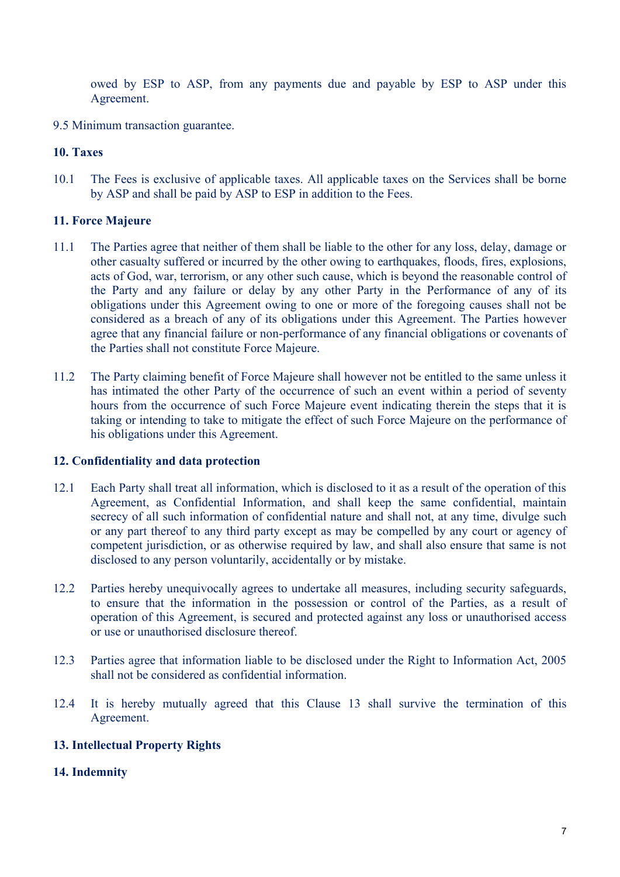owed by ESP to ASP, from any payments due and payable by ESP to ASP under this Agreement.

9.5 Minimum transaction guarantee.

**10. Taxes**

10.1 The Fees is exclusive of applicable taxes. All applicable taxes on the Services shall be borne by ASP and shall be paid by ASP to ESP in addition to the Fees.

**11. Force Majeure**

11.1 The Parties agree that neither of them shall be liable to the other for any loss, delay, damage or other casualty suffered or incurred by the other owing to earthquakes, floods, fires, explosions, acts of God, war, terrorism, or any other such cause, which is beyond the reasonable control of the Party and any failure or delay by any other Party in the Performance of any of its obligations under this Agreement owing to one or more of the foregoing causes shall not be considered as a breach of any of its obligations under this Agreement. The Parties however agree that any financial failure or non-performance of any financial obligations or covenants of the Parties shall not constitute Force Majeure.

11.2 The Party claiming benefit of Force Majeure shall however not be entitled to the same unless it has intimated the other Party of the occurrence of such an event within a period of seventy hours from the occurrence of such Force Majeure event indicating therein the steps that it is taking or intending to take to mitigate the effect of such Force Majeure on the performance of his obligations under this Agreement.

**12. Confidentiality and data protection**

12.1 Each Party shall treat all information, which is disclosed to it as a result of the operation of this Agreement, as Confidential Information, and shall keep the same confidential, maintain secrecy of all such information of confidential nature and shall not, at any time, divulge such or any part thereof to any third party except as may be compelled by any court or agency of competent jurisdiction, or as otherwise required by law, and shall also ensure that same is not disclosed to any person voluntarily, accidentally or by mistake.

12.2 Parties hereby unequivocally agrees to undertake all measures, including security safeguards, to ensure that the information in the possession or control of the Parties, as a result of operation of this Agreement, is secured and protected against any loss or unauthorised access or use or unauthorised disclosure thereof.

12.3 Parties agree that information liable to be disclosed under the Right to Information Act, 2005 shall not be considered as confidential information.

12.4 It is hereby mutually agreed that this Clause 13 shall survive the termination of this Agreement.

**13. Intellectual Property Rights**

**14. Indemnity**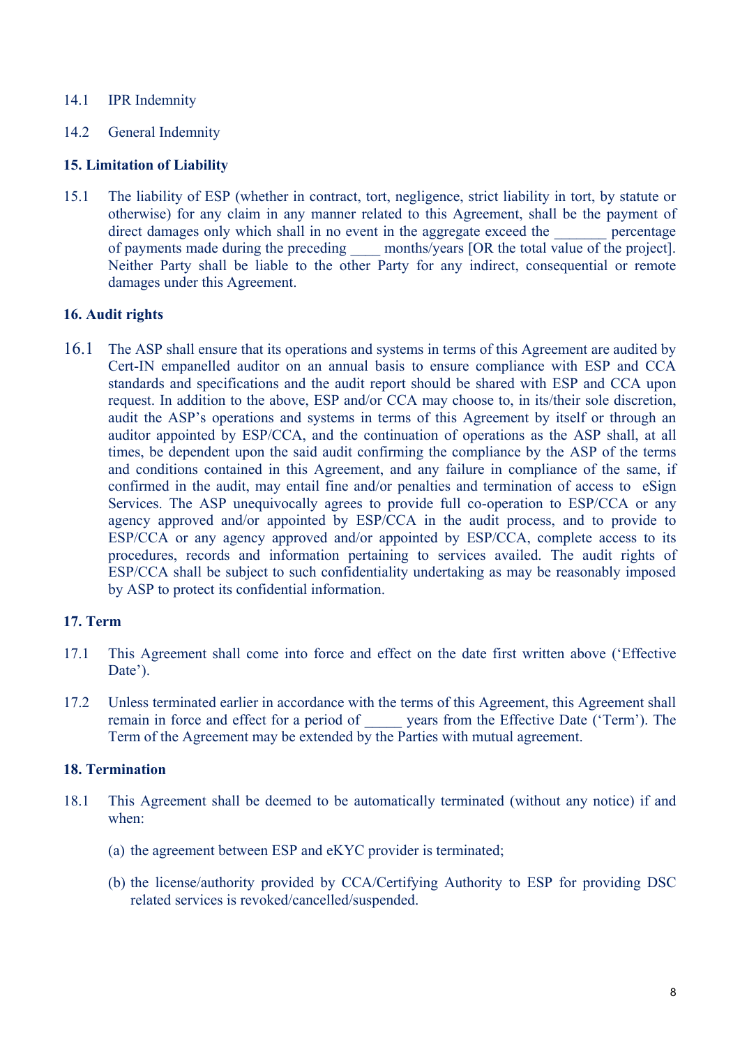14.1 IPR Indemnity

14.2 General Indemnity

**15. Limitation of Liability**

15.1 The liability of ESP (whether in contract, tort, negligence, strict liability in tort, by statute or otherwise) for any claim in any manner related to this Agreement, shall be the payment of direct damages only which shall in no event in the aggregate exceed the _______ percentage of payments made during the preceding ____ months/years [OR the total value of the project]. Neither Party shall be liable to the other Party for any indirect, consequential or remote damages under this Agreement.

**16. Audit rights**

16.1 The ASP shall ensure that its operations and systems in terms of this Agreement are audited by Cert-IN empanelled auditor on an annual basis to ensure compliance with ESP and CCA standards and specifications and the audit report should be shared with ESP and CCA upon request. In addition to the above, ESP and/or CCA may choose to, in its/their sole discretion, audit the ASP's operations and systems in terms of this Agreement by itself or through an auditor appointed by ESP/CCA, and the continuation of operations as the ASP shall, at all times, be dependent upon the said audit confirming the compliance by the ASP of the terms and conditions contained in this Agreement, and any failure in compliance of the same, if confirmed in the audit, may entail fine and/or penalties and termination of access to eSign Services. The ASP unequivocally agrees to provide full co-operation to ESP/CCA or any agency approved and/or appointed by ESP/CCA in the audit process, and to provide to ESP/CCA or any agency approved and/or appointed by ESP/CCA, complete access to its procedures, records and information pertaining to services availed. The audit rights of ESP/CCA shall be subject to such confidentiality undertaking as may be reasonably imposed by ASP to protect its confidential information.

**17. Term**

17.1 This Agreement shall come into force and effect on the date first written above ('Effective Date').

17.2 Unless terminated earlier in accordance with the terms of this Agreement, this Agreement shall remain in force and effect for a period of _____ years from the Effective Date ('Term'). The Term of the Agreement may be extended by the Parties with mutual agreement.

**18. Termination**

18.1 This Agreement shall be deemed to be automatically terminated (without any notice) if and when:

(a) the agreement between ESP and eKYC provider is terminated;

(b) the license/authority provided by CCA/Certifying Authority to ESP for providing DSC related services is revoked/cancelled/suspended.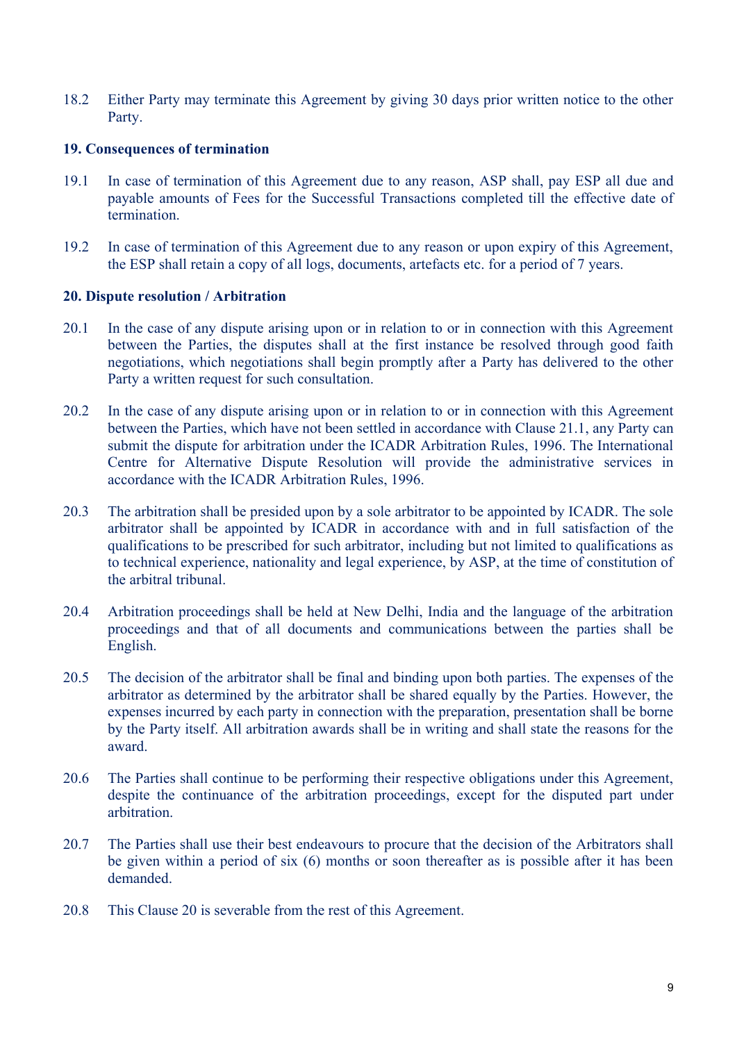18.2 Either Party may terminate this Agreement by giving 30 days prior written notice to the other Party.

**19. Consequences of termination**

19.1 In case of termination of this Agreement due to any reason, ASP shall, pay ESP all due and payable amounts of Fees for the Successful Transactions completed till the effective date of termination.

19.2 In case of termination of this Agreement due to any reason or upon expiry of this Agreement, the ESP shall retain a copy of all logs, documents, artefacts etc. for a period of 7 years.

**20. Dispute resolution / Arbitration**

20.1 In the case of any dispute arising upon or in relation to or in connection with this Agreement between the Parties, the disputes shall at the first instance be resolved through good faith negotiations, which negotiations shall begin promptly after a Party has delivered to the other Party a written request for such consultation.

20.2 In the case of any dispute arising upon or in relation to or in connection with this Agreement between the Parties, which have not been settled in accordance with Clause 21.1, any Party can submit the dispute for arbitration under the ICADR Arbitration Rules, 1996. The International Centre for Alternative Dispute Resolution will provide the administrative services in accordance with the ICADR Arbitration Rules, 1996.

20.3 The arbitration shall be presided upon by a sole arbitrator to be appointed by ICADR. The sole arbitrator shall be appointed by ICADR in accordance with and in full satisfaction of the qualifications to be prescribed for such arbitrator, including but not limited to qualifications as to technical experience, nationality and legal experience, by ASP, at the time of constitution of the arbitral tribunal.

20.4 Arbitration proceedings shall be held at New Delhi, India and the language of the arbitration proceedings and that of all documents and communications between the parties shall be English.

20.5 The decision of the arbitrator shall be final and binding upon both parties. The expenses of the arbitrator as determined by the arbitrator shall be shared equally by the Parties. However, the expenses incurred by each party in connection with the preparation, presentation shall be borne by the Party itself. All arbitration awards shall be in writing and shall state the reasons for the award.

20.6 The Parties shall continue to be performing their respective obligations under this Agreement, despite the continuance of the arbitration proceedings, except for the disputed part under arbitration.

20.7 The Parties shall use their best endeavours to procure that the decision of the Arbitrators shall be given within a period of six (6) months or soon thereafter as is possible after it has been demanded.

20.8 This Clause 20 is severable from the rest of this Agreement.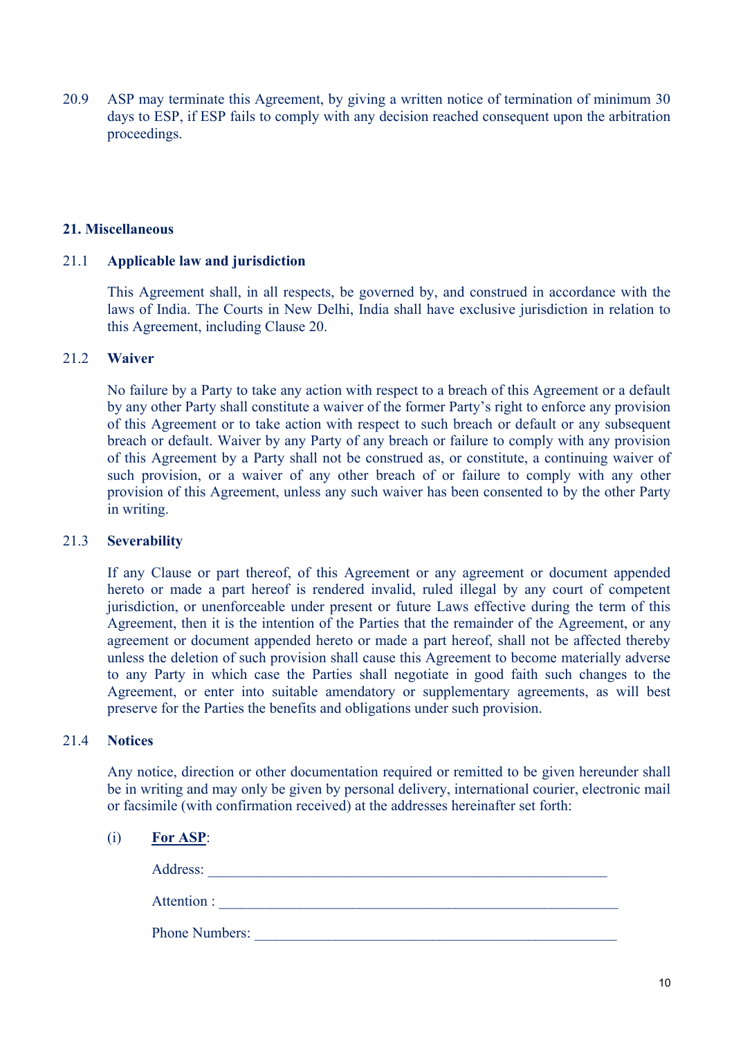20.9 ASP may terminate this Agreement, by giving a written notice of termination of minimum 30 days to ESP, if ESP fails to comply with any decision reached consequent upon the arbitration proceedings.

## 21. Miscellaneous

### 21.1 Applicable law and jurisdiction

This Agreement shall, in all respects, be governed by, and construed in accordance with the laws of India. The Courts in New Delhi, India shall have exclusive jurisdiction in relation to this Agreement, including Clause 20.

### 21.2 Waiver

No failure by a Party to take any action with respect to a breach of this Agreement or a default by any other Party shall constitute a waiver of the former Party's right to enforce any provision of this Agreement or to take action with respect to such breach or default or any subsequent breach or default. Waiver by any Party of any breach or failure to comply with any provision of this Agreement by a Party shall not be construed as, or constitute, a continuing waiver of such provision, or a waiver of any other breach of or failure to comply with any other provision of this Agreement, unless any such waiver has been consented to by the other Party in writing.

### 21.3 Severability

If any Clause or part thereof, of this Agreement or any agreement or document appended hereto or made a part hereof is rendered invalid, ruled illegal by any court of competent jurisdiction, or unenforceable under present or future Laws effective during the term of this Agreement, then it is the intention of the Parties that the remainder of the Agreement, or any agreement or document appended hereto or made a part hereof, shall not be affected thereby unless the deletion of such provision shall cause this Agreement to become materially adverse to any Party in which case the Parties shall negotiate in good faith such changes to the Agreement, or enter into suitable amendatory or supplementary agreements, as will best preserve for the Parties the benefits and obligations under such provision.

### 21.4 Notices

Any notice, direction or other documentation required or remitted to be given hereunder shall be in writing and may only be given by personal delivery, international courier, electronic mail or facsimile (with confirmation received) at the addresses hereinafter set forth:

(i) **<u>For ASP</u>**:

Address: \_\_\_\_\_\_\_\_\_\_\_\_\_\_\_\_\_\_\_\_\_\_\_\_\_\_\_\_\_\_\_\_\_\_\_\_\_\_\_\_\_\_\_\_\_\_\_\_\_\_

Attention : \_\_\_\_\_\_\_\_\_\_\_\_\_\_\_\_\_\_\_\_\_\_\_\_\_\_\_\_\_\_\_\_\_\_\_\_\_\_\_\_\_\_\_\_\_\_\_\_\_\_

Phone Numbers: \_\_\_\_\_\_\_\_\_\_\_\_\_\_\_\_\_\_\_\_\_\_\_\_\_\_\_\_\_\_\_\_\_\_\_\_\_\_\_\_\_\_\_\_\_\_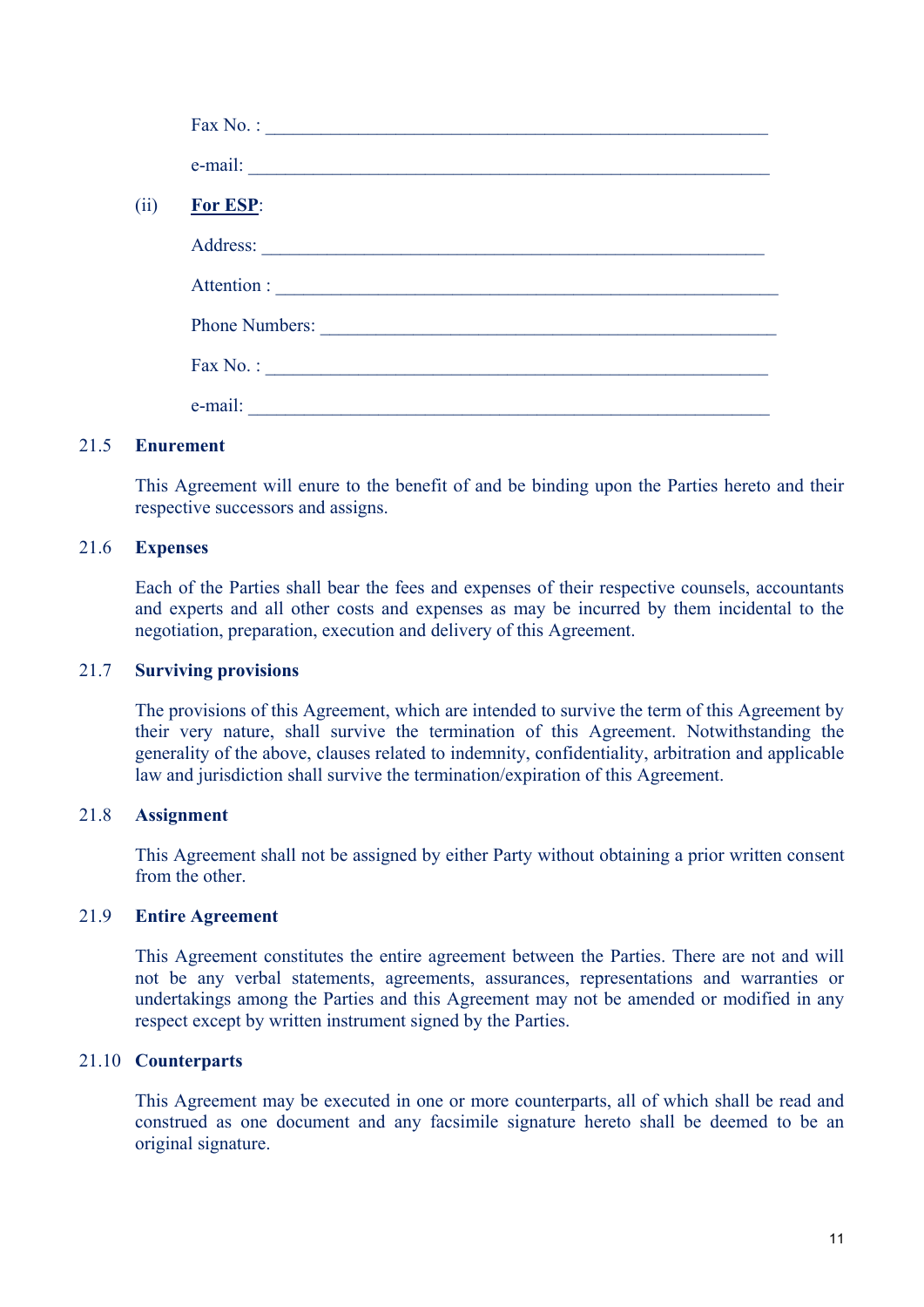Fax No. : \_\_\_\_\_\_\_\_\_\_\_\_\_\_\_\_\_\_\_\_\_\_\_\_\_\_\_\_\_\_\_\_\_\_\_\_\_\_\_\_\_\_\_\_\_\_\_\_\_\_\_\_

e-mail: \_\_\_\_\_\_\_\_\_\_\_\_\_\_\_\_\_\_\_\_\_\_\_\_\_\_\_\_\_\_\_\_\_\_\_\_\_\_\_\_\_\_\_\_\_\_\_\_\_\_\_\_\_

(ii) **<u>For ESP</u>**:

Address: \_\_\_\_\_\_\_\_\_\_\_\_\_\_\_\_\_\_\_\_\_\_\_\_\_\_\_\_\_\_\_\_\_\_\_\_\_\_\_\_\_\_\_\_\_\_\_\_\_\_\_

Attention : \_\_\_\_\_\_\_\_\_\_\_\_\_\_\_\_\_\_\_\_\_\_\_\_\_\_\_\_\_\_\_\_\_\_\_\_\_\_\_\_\_\_\_\_\_\_\_\_\_\_\_

Phone Numbers: \_\_\_\_\_\_\_\_\_\_\_\_\_\_\_\_\_\_\_\_\_\_\_\_\_\_\_\_\_\_\_\_\_\_\_\_\_\_\_\_\_\_\_\_\_

Fax No. : \_\_\_\_\_\_\_\_\_\_\_\_\_\_\_\_\_\_\_\_\_\_\_\_\_\_\_\_\_\_\_\_\_\_\_\_\_\_\_\_\_\_\_\_\_\_\_\_\_\_\_\_

e-mail: \_\_\_\_\_\_\_\_\_\_\_\_\_\_\_\_\_\_\_\_\_\_\_\_\_\_\_\_\_\_\_\_\_\_\_\_\_\_\_\_\_\_\_\_\_\_\_\_\_\_\_\_\_

**21.5 Enurement**

This Agreement will enure to the benefit of and be binding upon the Parties hereto and their respective successors and assigns.

**21.6 Expenses**

Each of the Parties shall bear the fees and expenses of their respective counsels, accountants and experts and all other costs and expenses as may be incurred by them incidental to the negotiation, preparation, execution and delivery of this Agreement.

**21.7 Surviving provisions**

The provisions of this Agreement, which are intended to survive the term of this Agreement by their very nature, shall survive the termination of this Agreement. Notwithstanding the generality of the above, clauses related to indemnity, confidentiality, arbitration and applicable law and jurisdiction shall survive the termination/expiration of this Agreement.

**21.8 Assignment**

This Agreement shall not be assigned by either Party without obtaining a prior written consent from the other.

**21.9 Entire Agreement**

This Agreement constitutes the entire agreement between the Parties. There are not and will not be any verbal statements, agreements, assurances, representations and warranties or undertakings among the Parties and this Agreement may not be amended or modified in any respect except by written instrument signed by the Parties.

**21.10 Counterparts**

This Agreement may be executed in one or more counterparts, all of which shall be read and construed as one document and any facsimile signature hereto shall be deemed to be an original signature.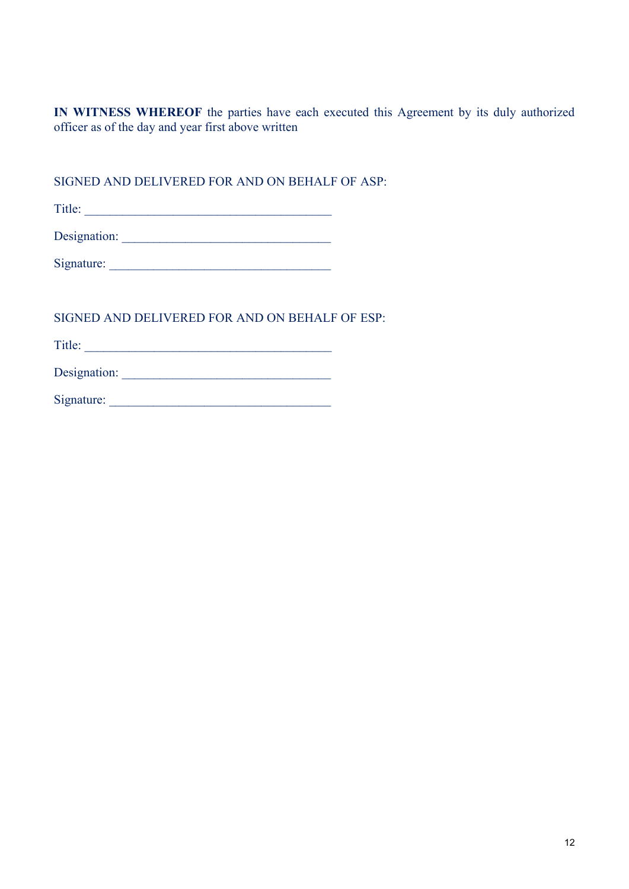**IN WITNESS WHEREOF** the parties have each executed this Agreement by its duly authorized officer as of the day and year first above written

SIGNED AND DELIVERED FOR AND ON BEHALF OF ASP:

Title: _______________________________________

Designation: _________________________________

Signature: ___________________________________

SIGNED AND DELIVERED FOR AND ON BEHALF OF ESP:

Title: _______________________________________

Designation: _________________________________

Signature: ___________________________________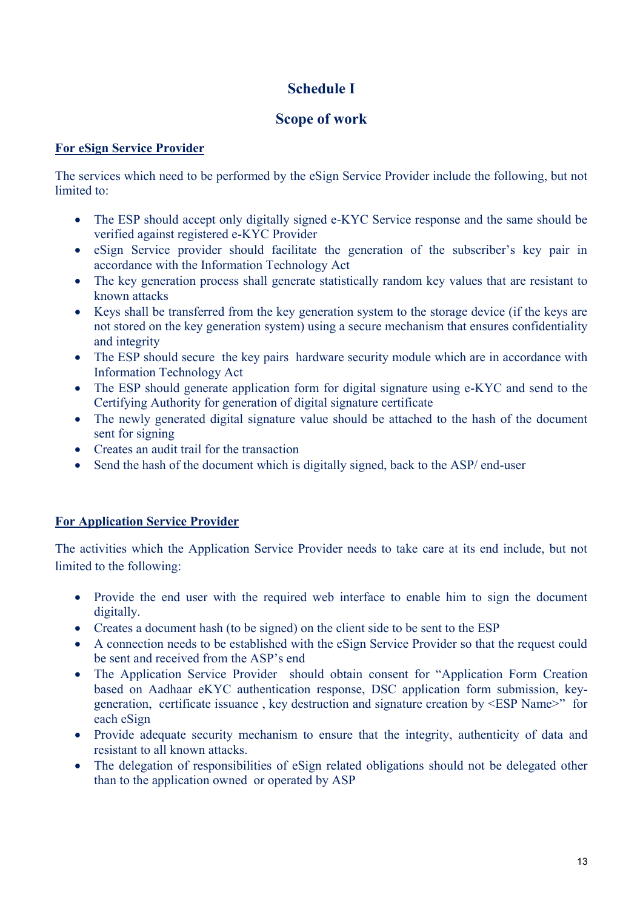# Schedule I

## Scope of work

**For eSign Service Provider**

The services which need to be performed by the eSign Service Provider include the following, but not limited to:

- The ESP should accept only digitally signed e-KYC Service response and the same should be verified against registered e-KYC Provider
- eSign Service provider should facilitate the generation of the subscriber's key pair in accordance with the Information Technology Act
- The key generation process shall generate statistically random key values that are resistant to known attacks
- Keys shall be transferred from the key generation system to the storage device (if the keys are not stored on the key generation system) using a secure mechanism that ensures confidentiality and integrity
- The ESP should secure the key pairs hardware security module which are in accordance with Information Technology Act
- The ESP should generate application form for digital signature using e-KYC and send to the Certifying Authority for generation of digital signature certificate
- The newly generated digital signature value should be attached to the hash of the document sent for signing
- Creates an audit trail for the transaction
- Send the hash of the document which is digitally signed, back to the ASP/ end-user

**For Application Service Provider**

The activities which the Application Service Provider needs to take care at its end include, but not limited to the following:

- Provide the end user with the required web interface to enable him to sign the document digitally.
- Creates a document hash (to be signed) on the client side to be sent to the ESP
- A connection needs to be established with the eSign Service Provider so that the request could be sent and received from the ASP's end
- The Application Service Provider should obtain consent for "Application Form Creation based on Aadhaar eKYC authentication response, DSC application form submission, key-generation, certificate issuance , key destruction and signature creation by <ESP Name>" for each eSign
- Provide adequate security mechanism to ensure that the integrity, authenticity of data and resistant to all known attacks.
- The delegation of responsibilities of eSign related obligations should not be delegated other than to the application owned or operated by ASP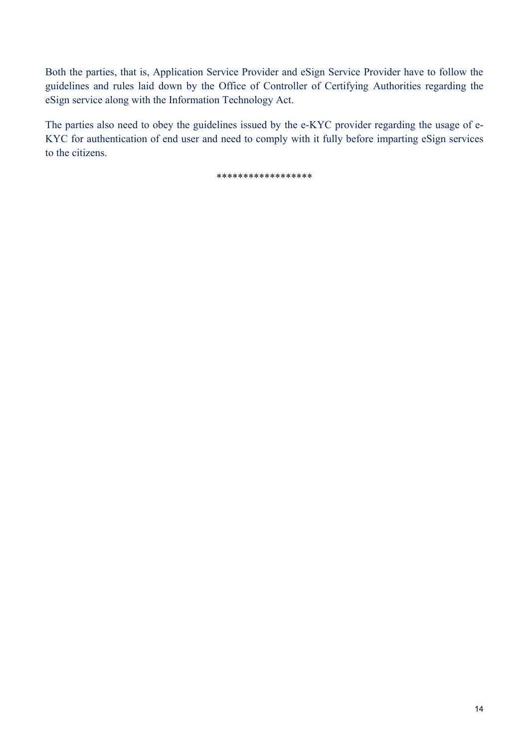Both the parties, that is, Application Service Provider and eSign Service Provider have to follow the guidelines and rules laid down by the Office of Controller of Certifying Authorities regarding the eSign service along with the Information Technology Act.

The parties also need to obey the guidelines issued by the e-KYC provider regarding the usage of e-KYC for authentication of end user and need to comply with it fully before imparting eSign services to the citizens.

*****************